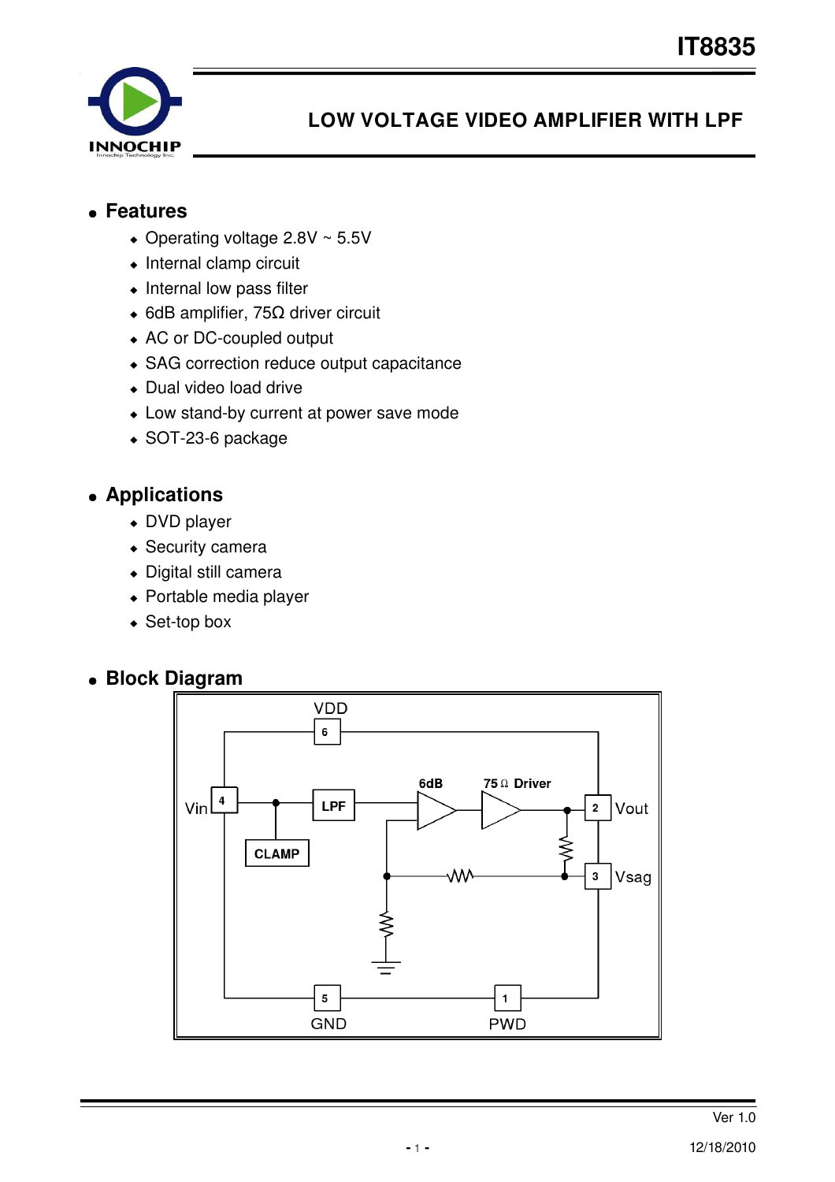# IT8835

## LOW VOLTAGE VIDEO AMPLIFIER WITH LPF

## Features

- Operating voltage 2.8V ~ 5.5V
- Internal clamp circuit
- Internal low pass filter
- 6dB amplifier, 75Ω driver circuit
- AC or DC-coupled output
- SAG correction reduce output capacitance
- Dual video load drive
- Low stand-by current at power save mode
- SOT-23-6 package

## Applications

- DVD player
- Security camera
- Digital still camera
- Portable media player
- Set-top box

## Block Diagram

VDD 6, Vin 4, LPF, CLAMP, 6dB, 75Ω Driver, 2 Vout, 3 Vsag, 5 GND, 1 PWD

Ver 1.0

12/18/2010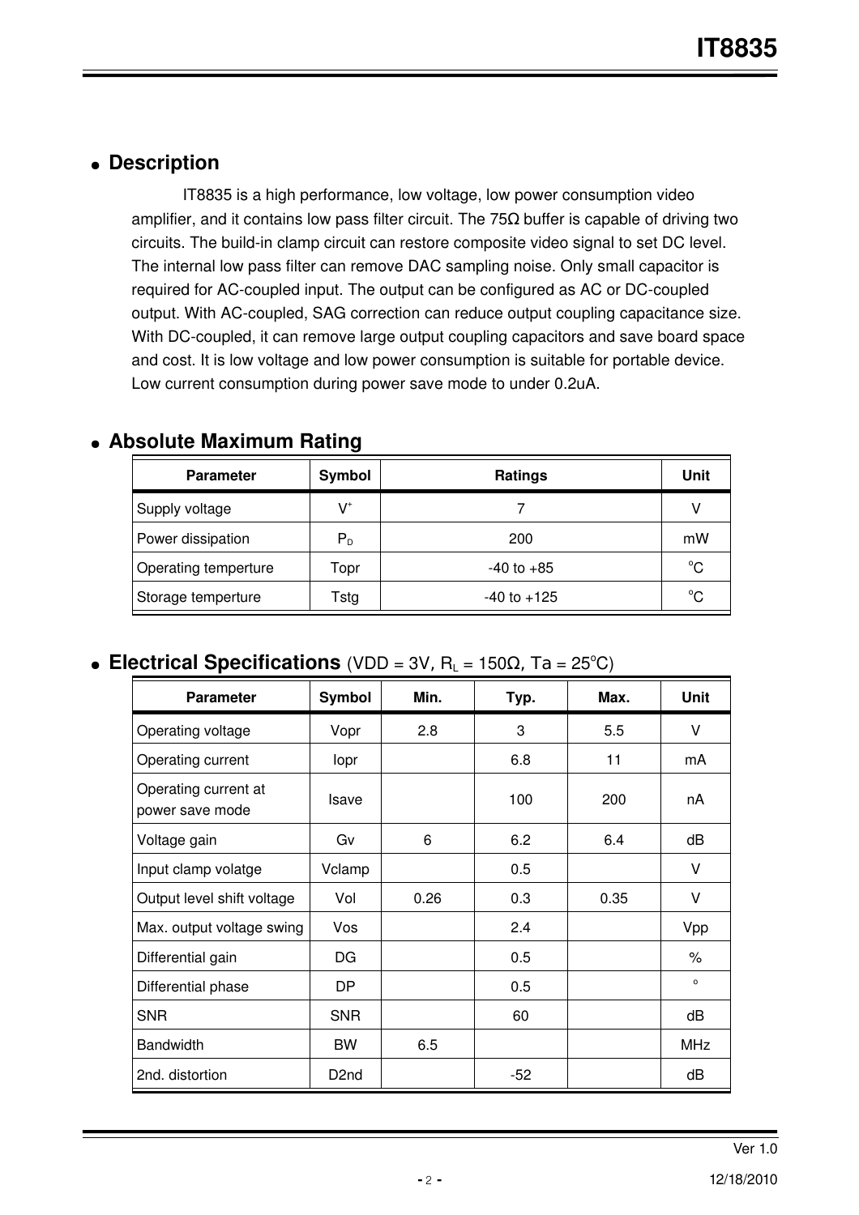## ● Description

IT8835 is a high performance, low voltage, low power consumption video amplifier, and it contains low pass filter circuit. The 75Ω buffer is capable of driving two circuits. The build-in clamp circuit can restore composite video signal to set DC level. The internal low pass filter can remove DAC sampling noise. Only small capacitor is required for AC-coupled input. The output can be configured as AC or DC-coupled output. With AC-coupled, SAG correction can reduce output coupling capacitance size. With DC-coupled, it can remove large output coupling capacitors and save board space and cost. It is low voltage and low power consumption is suitable for portable device. Low current consumption during power save mode to under 0.2uA.

## ● Absolute Maximum Rating

| Parameter | Symbol | Ratings | Unit |
|---|---|---|---|
| Supply voltage | $V^+$ | 7 | V |
| Power dissipation | $P_D$ | 200 | mW |
| Operating temperture | Topr | -40 to +85 | °C |
| Storage temperture | Tstg | -40 to +125 | °C |

## ● Electrical Specifications (VDD = 3V, $R_L$ = 150Ω, Ta = 25°C)

| Parameter | Symbol | Min. | Typ. | Max. | Unit |
|---|---|---|---|---|---|
| Operating voltage | Vopr | 2.8 | 3 | 5.5 | V |
| Operating current | Iopr | | 6.8 | 11 | mA |
| Operating current at power save mode | Isave | | 100 | 200 | nA |
| Voltage gain | Gv | 6 | 6.2 | 6.4 | dB |
| Input clamp volatge | Vclamp | | 0.5 | | V |
| Output level shift voltage | Vol | 0.26 | 0.3 | 0.35 | V |
| Max. output voltage swing | Vos | | 2.4 | | Vpp |
| Differential gain | DG | | 0.5 | | % |
| Differential phase | DP | | 0.5 | | ° |
| SNR | SNR | | 60 | | dB |
| Bandwidth | BW | 6.5 | | | MHz |
| 2nd. distortion | D2nd | | -52 | | dB |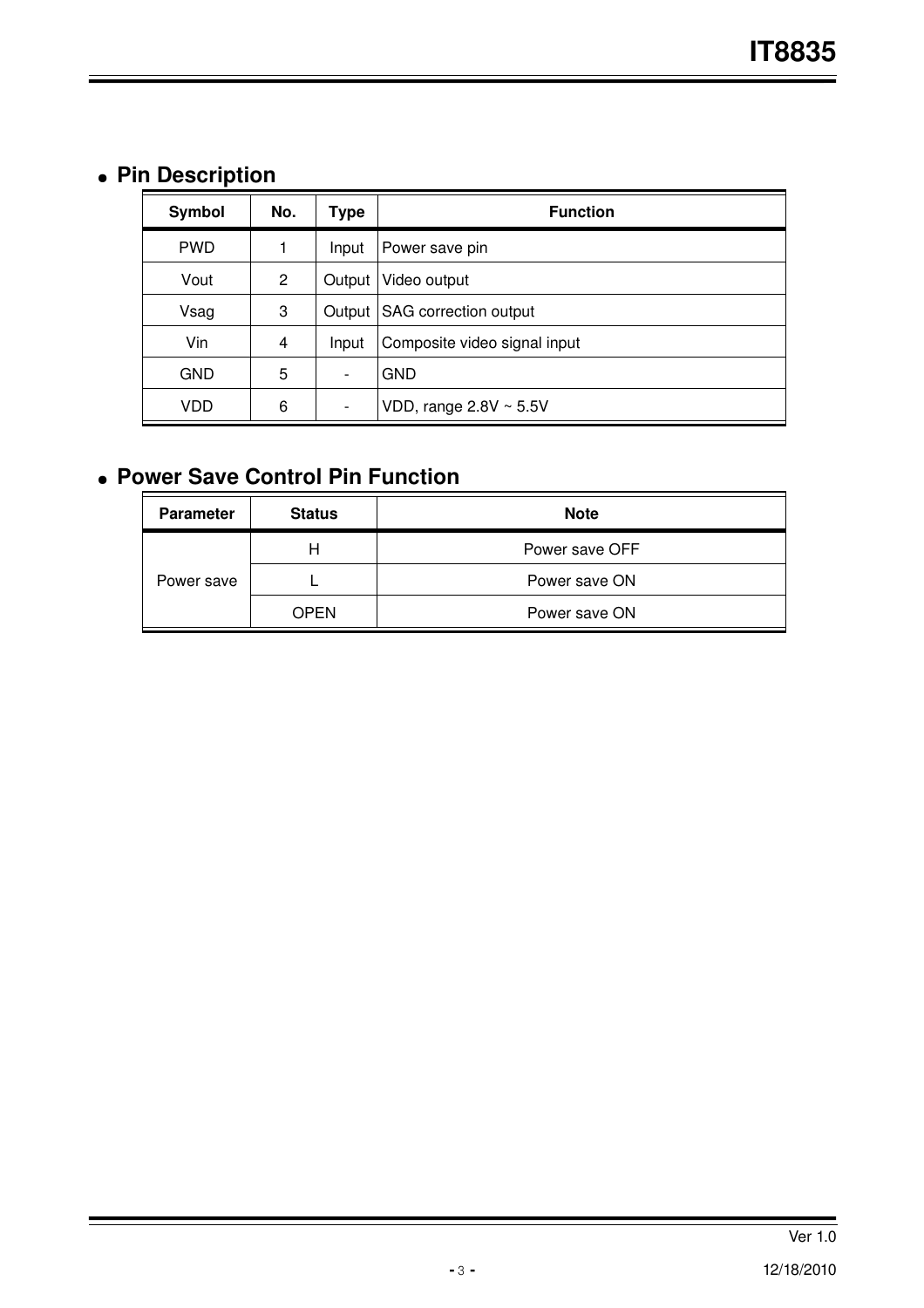## Pin Description

| Symbol | No. | Type | Function |
|---|---|---|---|
| PWD | 1 | Input | Power save pin |
| Vout | 2 | Output | Video output |
| Vsag | 3 | Output | SAG correction output |
| Vin | 4 | Input | Composite video signal input |
| GND | 5 | - | GND |
| VDD | 6 | - | VDD, range 2.8V ~ 5.5V |

## Power Save Control Pin Function

| Parameter | Status | Note |
|---|---|---|
| Power save | H | Power save OFF |
| | L | Power save ON |
| | OPEN | Power save ON |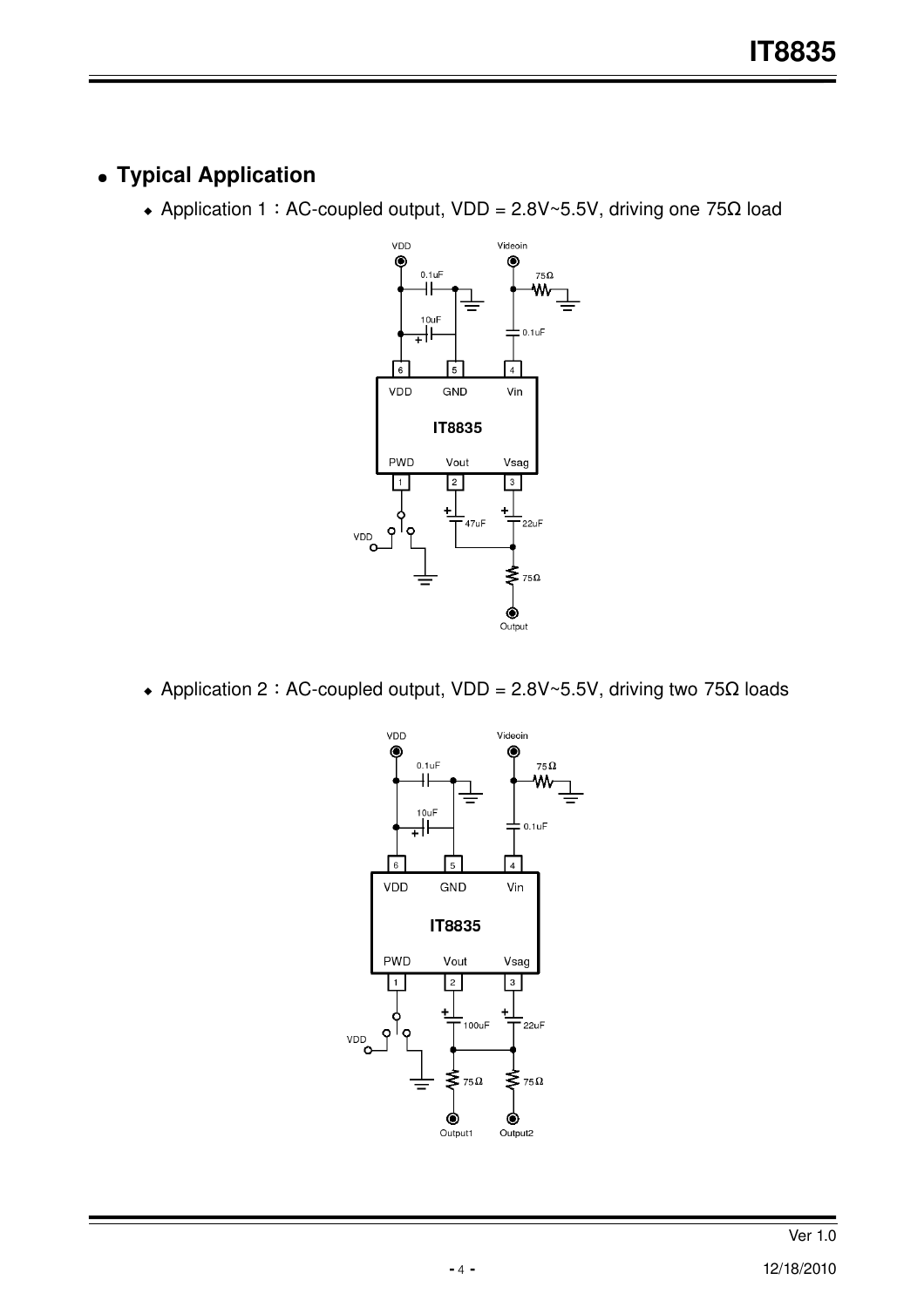## Typical Application

- Application 1：AC-coupled output, VDD = 2.8V~5.5V, driving one 75Ω load

- Application 2：AC-coupled output, VDD = 2.8V~5.5V, driving two 75Ω loads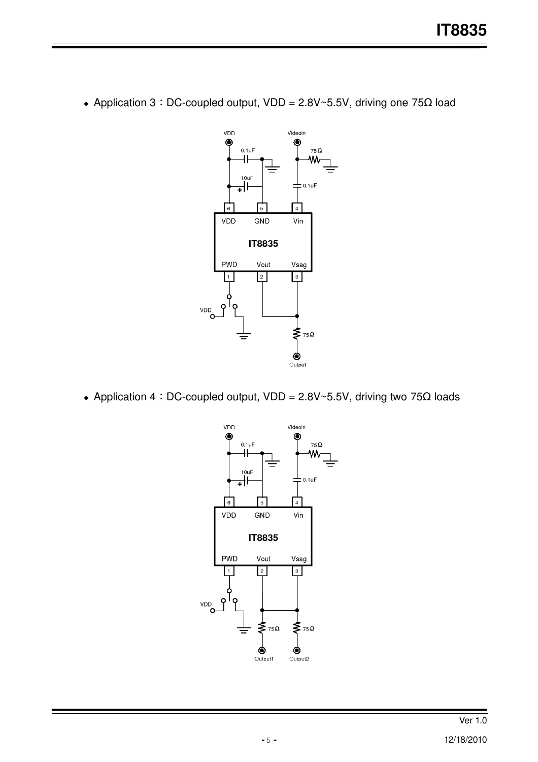- Application 3：DC-coupled output, VDD = 2.8V~5.5V, driving one 75Ω load

- Application 4：DC-coupled output, VDD = 2.8V~5.5V, driving two 75Ω loads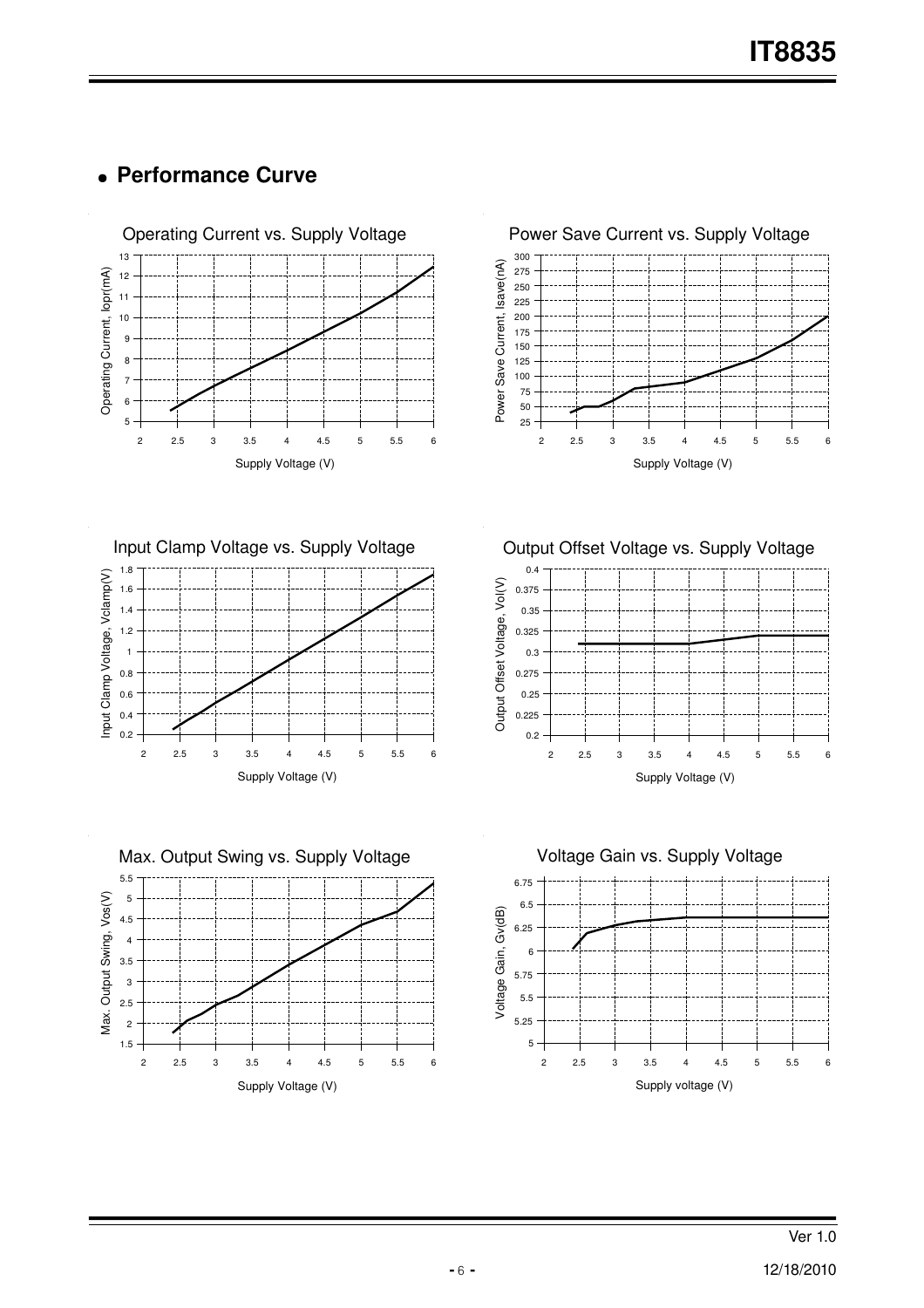## Performance Curve

Operating Current vs. Supply Voltage

Power Save Current vs. Supply Voltage

Input Clamp Voltage vs. Supply Voltage

Output Offset Voltage vs. Supply Voltage

Max. Output Swing vs. Supply Voltage

Voltage Gain vs. Supply Voltage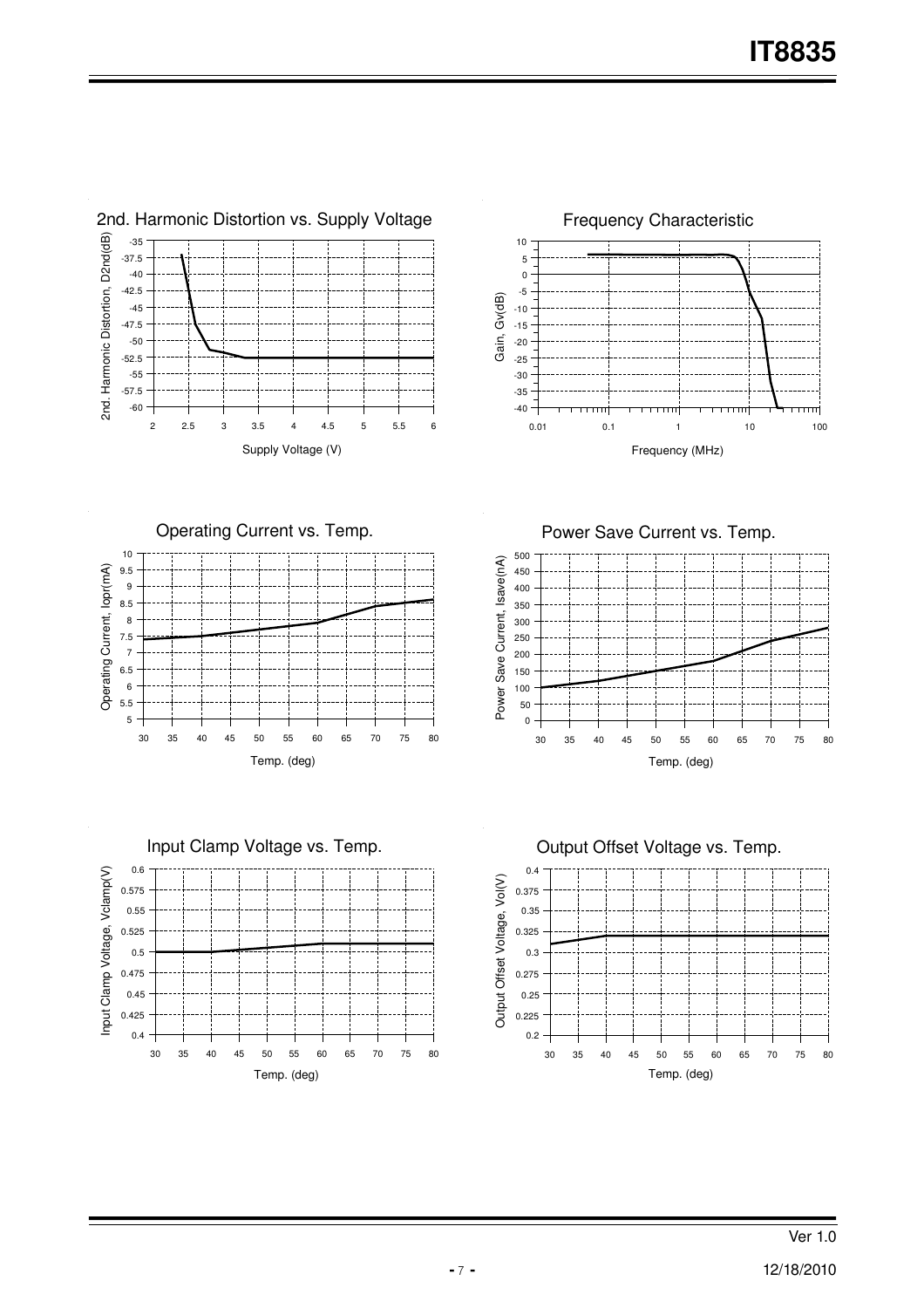2nd. Harmonic Distortion vs. Supply Voltage

Frequency Characteristic

Operating Current vs. Temp.

Power Save Current vs. Temp.

Input Clamp Voltage vs. Temp.

Output Offset Voltage vs. Temp.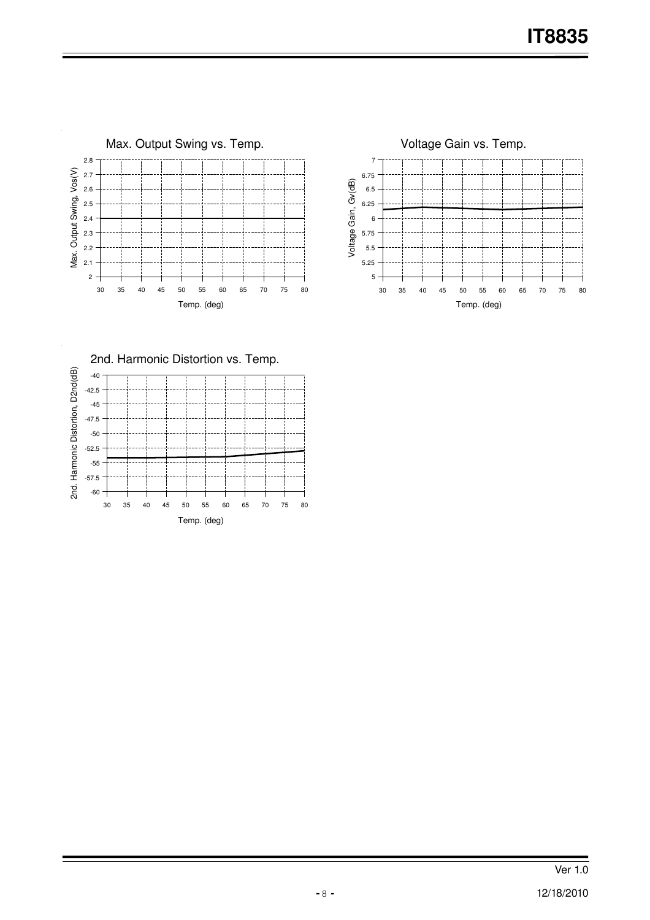Max. Output Swing vs. Temp.

Max. Output Swing, Vos(V)

2.8
2.7
2.6
2.5
2.4
2.3
2.2
2.1
2

30 35 40 45 50 55 60 65 70 75 80

Temp. (deg)

Voltage Gain vs. Temp.

Voltage Gain, Gv(dB)

7
6.75
6.5
6.25
6
5.75
5.5
5.25
5

30 35 40 45 50 55 60 65 70 75 80

Temp. (deg)

2nd. Harmonic Distortion vs. Temp.

2nd. Harmonic Distortion, D2nd(dB)

-40
-42.5
-45
-47.5
-50
-52.5
-55
-57.5
-60

30 35 40 45 50 55 60 65 70 75 80

Temp. (deg)